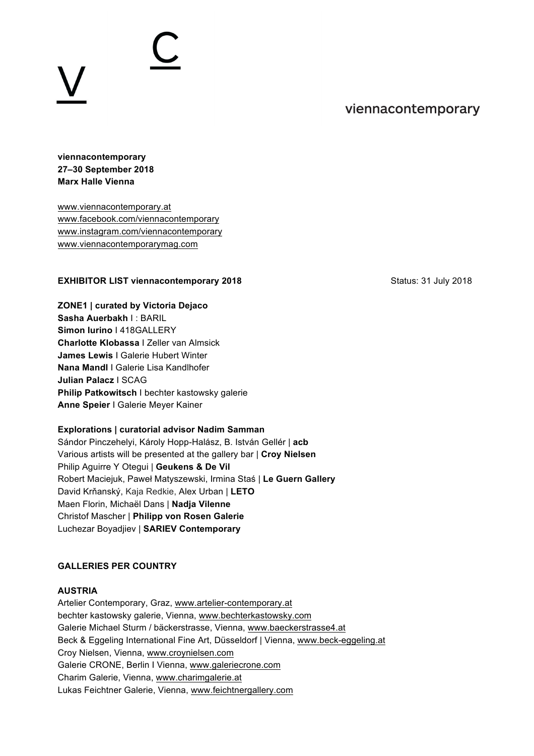**viennacontemporary**
**27–30 September 2018**
**Marx Halle Vienna**

www.viennacontemporary.at
www.facebook.com/viennacontemporary
www.instagram.com/viennacontemporary
www.viennacontemporarymag.com

**EXHIBITOR LIST viennacontemporary 2018** Status: 31 July 2018

**ZONE1 | curated by Victoria Dejaco**
**Sasha Auerbakh** I : BARIL
**Simon Iurino** I 418GALLERY
**Charlotte Klobassa** I Zeller van Almsick
**James Lewis** I Galerie Hubert Winter
**Nana Mandl** I Galerie Lisa Kandlhofer
**Julian Palacz** I SCAG
**Philip Patkowitsch** I bechter kastowsky galerie
**Anne Speier** I Galerie Meyer Kainer

**Explorations | curatorial advisor Nadim Samman**
Sándor Pinczehelyi, Károly Hopp-Halász, B. István Gellér | **acb**
Various artists will be presented at the gallery bar | **Croy Nielsen**
Philip Aguirre Y Otegui | **Geukens & De Vil**
Robert Maciejuk, Paweł Matyszewski, Irmina Staś | **Le Guern Gallery**
David Krňanský, Kaja Redkie, Alex Urban | **LETO**
Maen Florin, Michaël Dans | **Nadja Vilenne**
Christof Mascher | **Philipp von Rosen Galerie**
Luchezar Boyadjiev | **SARIEV Contemporary**

**GALLERIES PER COUNTRY**

**AUSTRIA**
Artelier Contemporary, Graz, www.artelier-contemporary.at
bechter kastowsky galerie, Vienna, www.bechterkastowsky.com
Galerie Michael Sturm / bäckerstrasse, Vienna, www.baeckerstrasse4.at
Beck & Eggeling International Fine Art, Düsseldorf | Vienna, www.beck-eggeling.at
Croy Nielsen, Vienna, www.croynielsen.com
Galerie CRONE, Berlin I Vienna, www.galeriecrone.com
Charim Galerie, Vienna, www.charimgalerie.at
Lukas Feichtner Galerie, Vienna, www.feichtnergallery.com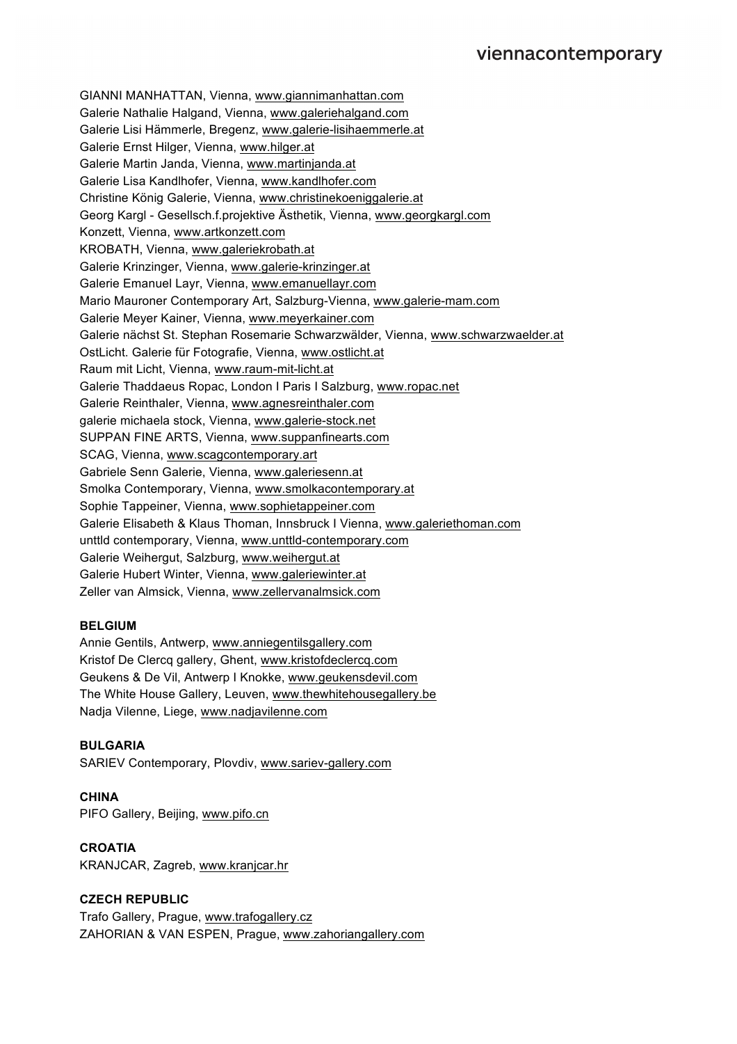GIANNI MANHATTAN, Vienna, www.giannimanhattan.com
Galerie Nathalie Halgand, Vienna, www.galeriehalgand.com
Galerie Lisi Hämmerle, Bregenz, www.galerie-lisihaemmerle.at
Galerie Ernst Hilger, Vienna, www.hilger.at
Galerie Martin Janda, Vienna, www.martinjanda.at
Galerie Lisa Kandlhofer, Vienna, www.kandlhofer.com
Christine König Galerie, Vienna, www.christinekoeniggalerie.at
Georg Kargl - Gesellsch.f.projektive Ästhetik, Vienna, www.georgkargl.com
Konzett, Vienna, www.artkonzett.com
KROBATH, Vienna, www.galeriekrobath.at
Galerie Krinzinger, Vienna, www.galerie-krinzinger.at
Galerie Emanuel Layr, Vienna, www.emanuellayr.com
Mario Mauroner Contemporary Art, Salzburg-Vienna, www.galerie-mam.com
Galerie Meyer Kainer, Vienna, www.meyerkainer.com
Galerie nächst St. Stephan Rosemarie Schwarzwälder, Vienna, www.schwarzwaelder.at
OstLicht. Galerie für Fotografie, Vienna, www.ostlicht.at
Raum mit Licht, Vienna, www.raum-mit-licht.at
Galerie Thaddaeus Ropac, London I Paris I Salzburg, www.ropac.net
Galerie Reinthaler, Vienna, www.agnesreinthaler.com
galerie michaela stock, Vienna, www.galerie-stock.net
SUPPAN FINE ARTS, Vienna, www.suppanfinearts.com
SCAG, Vienna, www.scagcontemporary.art
Gabriele Senn Galerie, Vienna, www.galeriesenn.at
Smolka Contemporary, Vienna, www.smolkacontemporary.at
Sophie Tappeiner, Vienna, www.sophietappeiner.com
Galerie Elisabeth & Klaus Thoman, Innsbruck I Vienna, www.galeriethoman.com
unttld contemporary, Vienna, www.unttld-contemporary.com
Galerie Weihergut, Salzburg, www.weihergut.at
Galerie Hubert Winter, Vienna, www.galeriewinter.at
Zeller van Almsick, Vienna, www.zellervanalmsick.com

**BELGIUM**

Annie Gentils, Antwerp, www.anniegentilsgallery.com
Kristof De Clercq gallery, Ghent, www.kristofdeclercq.com
Geukens & De Vil, Antwerp I Knokke, www.geukensdevil.com
The White House Gallery, Leuven, www.thewhitehousegallery.be
Nadja Vilenne, Liege, www.nadjavilenne.com

**BULGARIA**

SARIEV Contemporary, Plovdiv, www.sariev-gallery.com

**CHINA**

PIFO Gallery, Beijing, www.pifo.cn

**CROATIA**

KRANJCAR, Zagreb, www.kranjcar.hr

**CZECH REPUBLIC**

Trafo Gallery, Prague, www.trafogallery.cz
ZAHORIAN & VAN ESPEN, Prague, www.zahoriangallery.com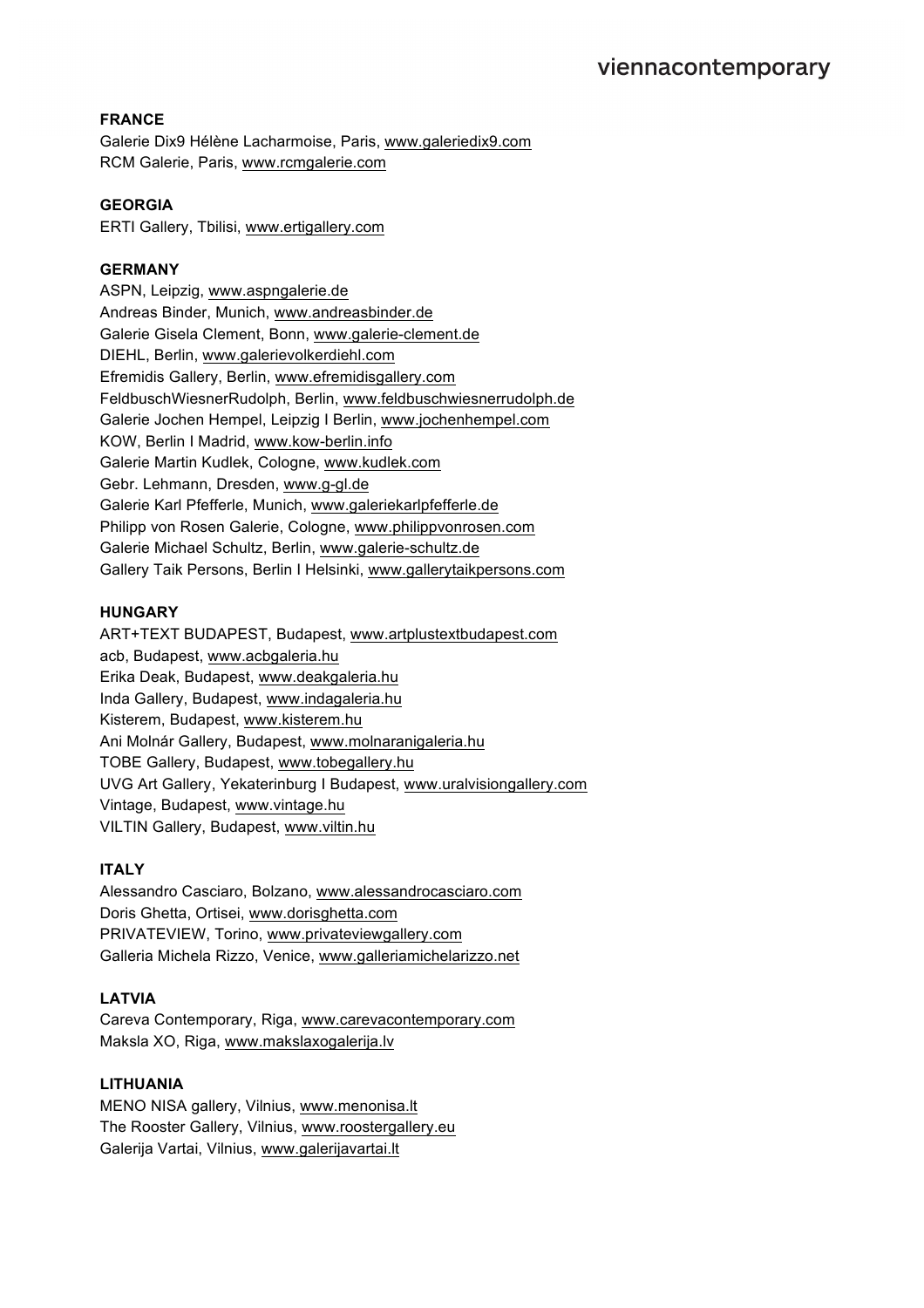**FRANCE**

Galerie Dix9 Hélène Lacharmoise, Paris, www.galeriedix9.com
RCM Galerie, Paris, www.rcmgalerie.com

**GEORGIA**

ERTI Gallery, Tbilisi, www.ertigallery.com

**GERMANY**

ASPN, Leipzig, www.aspngalerie.de
Andreas Binder, Munich, www.andreasbinder.de
Galerie Gisela Clement, Bonn, www.galerie-clement.de
DIEHL, Berlin, www.galerievolkerdiehl.com
Efremidis Gallery, Berlin, www.efremidisgallery.com
FeldbuschWiesnerRudolph, Berlin, www.feldbuschwiesnerrudolph.de
Galerie Jochen Hempel, Leipzig I Berlin, www.jochenhempel.com
KOW, Berlin I Madrid, www.kow-berlin.info
Galerie Martin Kudlek, Cologne, www.kudlek.com
Gebr. Lehmann, Dresden, www.g-gl.de
Galerie Karl Pfefferle, Munich, www.galeriekarlpfefferle.de
Philipp von Rosen Galerie, Cologne, www.philippvonrosen.com
Galerie Michael Schultz, Berlin, www.galerie-schultz.de
Gallery Taik Persons, Berlin I Helsinki, www.gallerytaikpersons.com

**HUNGARY**

ART+TEXT BUDAPEST, Budapest, www.artplustextbudapest.com
acb, Budapest, www.acbgaleria.hu
Erika Deak, Budapest, www.deakgaleria.hu
Inda Gallery, Budapest, www.indagaleria.hu
Kisterem, Budapest, www.kisterem.hu
Ani Molnár Gallery, Budapest, www.molnaranigaleria.hu
TOBE Gallery, Budapest, www.tobegallery.hu
UVG Art Gallery, Yekaterinburg I Budapest, www.uralvisiongallery.com
Vintage, Budapest, www.vintage.hu
VILTIN Gallery, Budapest, www.viltin.hu

**ITALY**

Alessandro Casciaro, Bolzano, www.alessandrocasciaro.com
Doris Ghetta, Ortisei, www.dorisghetta.com
PRIVATEVIEW, Torino, www.privateviewgallery.com
Galleria Michela Rizzo, Venice, www.galleriamichelarizzo.net

**LATVIA**

Careva Contemporary, Riga, www.carevacontemporary.com
Maksla XO, Riga, www.makslaxogalerija.lv

**LITHUANIA**

MENO NISA gallery, Vilnius, www.menonisa.lt
The Rooster Gallery, Vilnius, www.roostergallery.eu
Galerija Vartai, Vilnius, www.galerijavartai.lt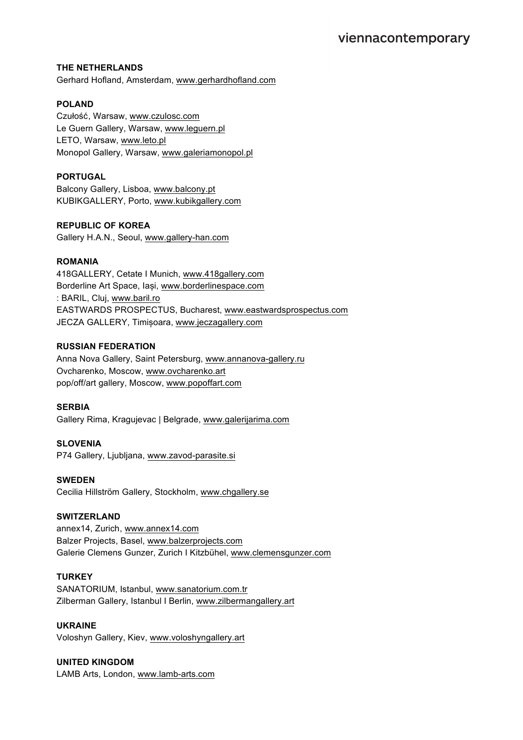**THE NETHERLANDS**
Gerhard Hofland, Amsterdam, www.gerhardhofland.com

**POLAND**
Czułość, Warsaw, www.czulosc.com
Le Guern Gallery, Warsaw, www.leguern.pl
LETO, Warsaw, www.leto.pl
Monopol Gallery, Warsaw, www.galeriamonopol.pl

**PORTUGAL**
Balcony Gallery, Lisboa, www.balcony.pt
KUBIKGALLERY, Porto, www.kubikgallery.com

**REPUBLIC OF KOREA**
Gallery H.A.N., Seoul, www.gallery-han.com

**ROMANIA**
418GALLERY, Cetate I Munich, www.418gallery.com
Borderline Art Space, Iași, www.borderlinespace.com
: BARIL, Cluj, www.baril.ro
EASTWARDS PROSPECTUS, Bucharest, www.eastwardsprospectus.com
JECZA GALLERY, Timișoara, www.jeczagallery.com

**RUSSIAN FEDERATION**
Anna Nova Gallery, Saint Petersburg, www.annanova-gallery.ru
Ovcharenko, Moscow, www.ovcharenko.art
pop/off/art gallery, Moscow, www.popoffart.com

**SERBIA**
Gallery Rima, Kragujevac | Belgrade, www.galerijarima.com

**SLOVENIA**
P74 Gallery, Ljubljana, www.zavod-parasite.si

**SWEDEN**
Cecilia Hillström Gallery, Stockholm, www.chgallery.se

**SWITZERLAND**
annex14, Zurich, www.annex14.com
Balzer Projects, Basel, www.balzerprojects.com
Galerie Clemens Gunzer, Zurich I Kitzbühel, www.clemensgunzer.com

**TURKEY**
SANATORIUM, Istanbul, www.sanatorium.com.tr
Zilberman Gallery, Istanbul I Berlin, www.zilbermangallery.art

**UKRAINE**
Voloshyn Gallery, Kiev, www.voloshyngallery.art

**UNITED KINGDOM**
LAMB Arts, London, www.lamb-arts.com